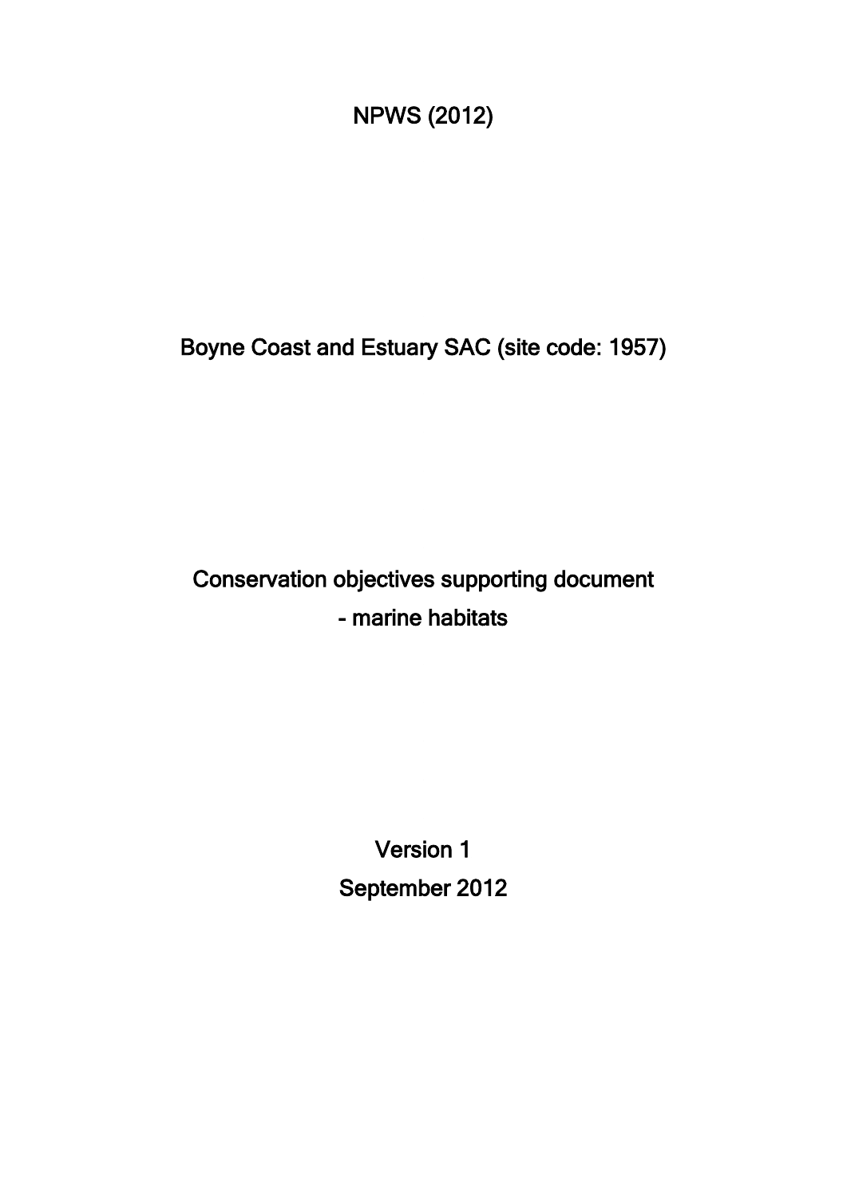NPWS (2012)

# Boyne Coast and Estuary SAC (site code: 1957)

## Conservation objectives supporting document - marine habitats

Version 1

September 2012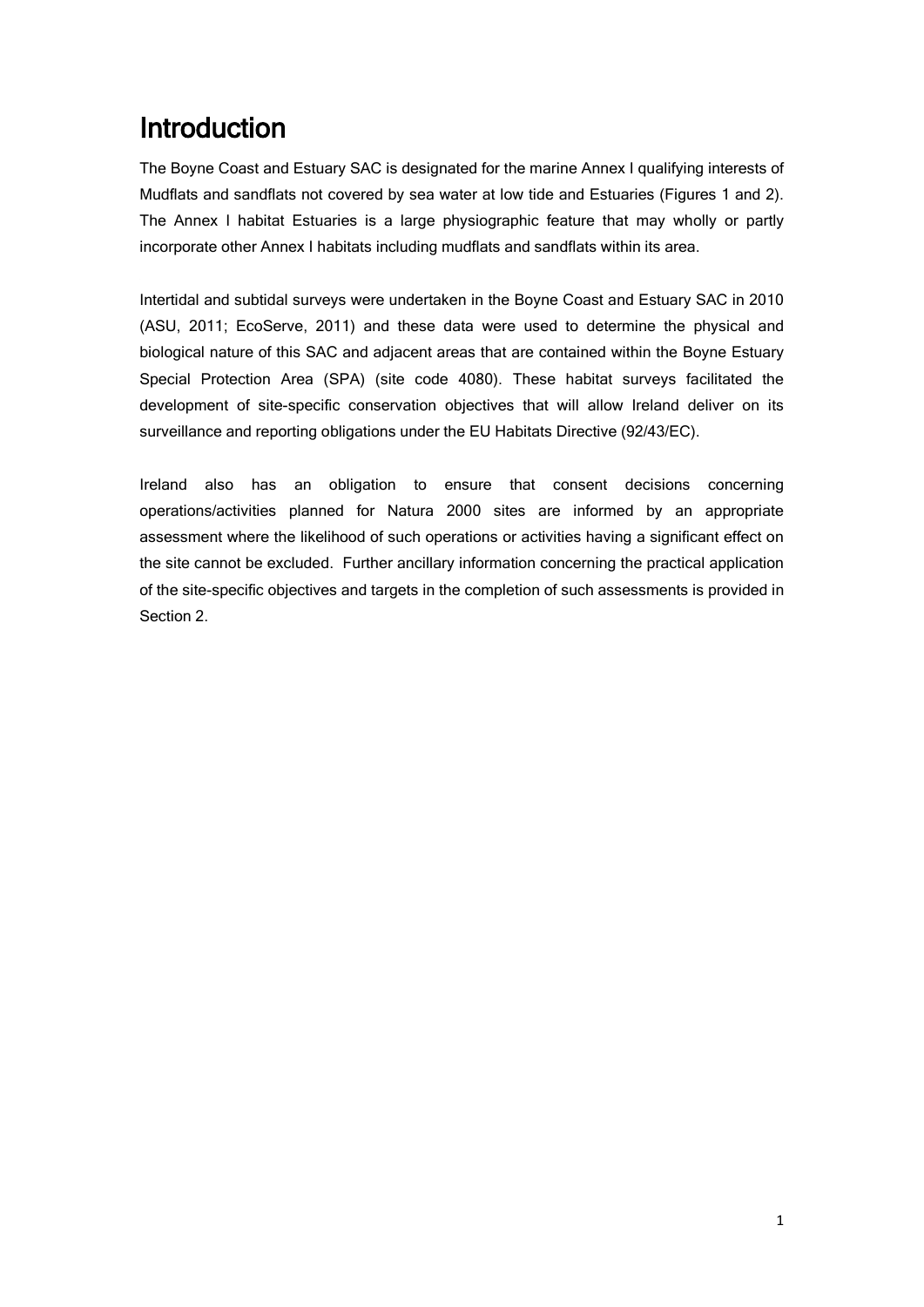# Introduction

The Boyne Coast and Estuary SAC is designated for the marine Annex I qualifying interests of Mudflats and sandflats not covered by sea water at low tide and Estuaries (Figures 1 and 2). The Annex I habitat Estuaries is a large physiographic feature that may wholly or partly incorporate other Annex I habitats including mudflats and sandflats within its area.

Intertidal and subtidal surveys were undertaken in the Boyne Coast and Estuary SAC in 2010 (ASU, 2011; EcoServe, 2011) and these data were used to determine the physical and biological nature of this SAC and adjacent areas that are contained within the Boyne Estuary Special Protection Area (SPA) (site code 4080). These habitat surveys facilitated the development of site-specific conservation objectives that will allow Ireland deliver on its surveillance and reporting obligations under the EU Habitats Directive (92/43/EC).

Ireland also has an obligation to ensure that consent decisions concerning operations/activities planned for Natura 2000 sites are informed by an appropriate assessment where the likelihood of such operations or activities having a significant effect on the site cannot be excluded. Further ancillary information concerning the practical application of the site-specific objectives and targets in the completion of such assessments is provided in Section 2.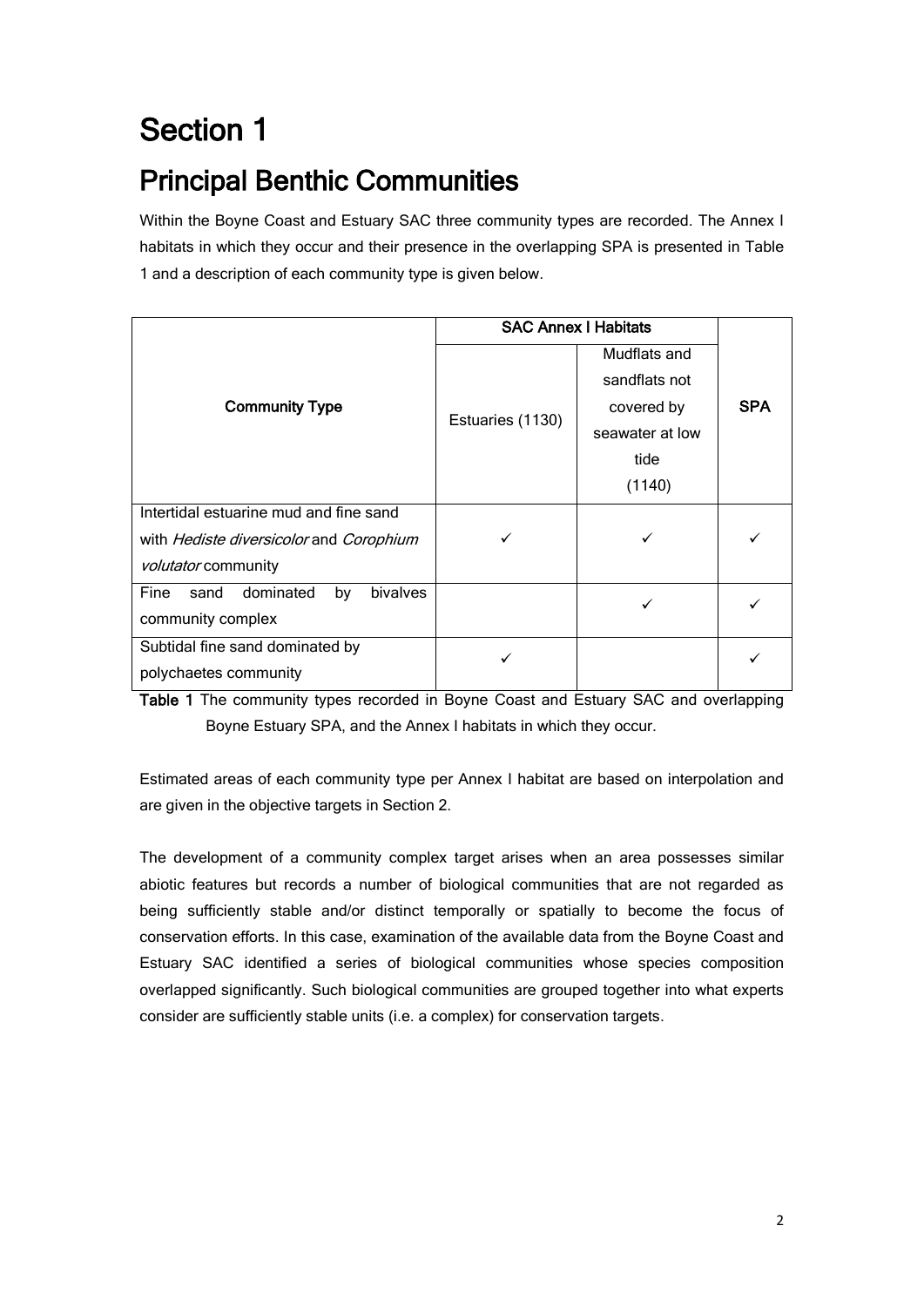# Section 1

## Principal Benthic Communities

Within the Boyne Coast and Estuary SAC three community types are recorded. The Annex I habitats in which they occur and their presence in the overlapping SPA is presented in Table 1 and a description of each community type is given below.

| Community Type | SAC Annex I Habitats | | SPA |
|---|---|---|---|
| | Estuaries (1130) | Mudflats and sandflats not covered by seawater at low tide (1140) | |
| Intertidal estuarine mud and fine sand with *Hediste diversicolor* and *Corophium volutator* community | ✓ | ✓ | ✓ |
| Fine sand dominated by bivalves community complex | | ✓ | ✓ |
| Subtidal fine sand dominated by polychaetes community | ✓ | | ✓ |

**Table 1** The community types recorded in Boyne Coast and Estuary SAC and overlapping Boyne Estuary SPA, and the Annex I habitats in which they occur.

Estimated areas of each community type per Annex I habitat are based on interpolation and are given in the objective targets in Section 2.

The development of a community complex target arises when an area possesses similar abiotic features but records a number of biological communities that are not regarded as being sufficiently stable and/or distinct temporally or spatially to become the focus of conservation efforts. In this case, examination of the available data from the Boyne Coast and Estuary SAC identified a series of biological communities whose species composition overlapped significantly. Such biological communities are grouped together into what experts consider are sufficiently stable units (i.e. a complex) for conservation targets.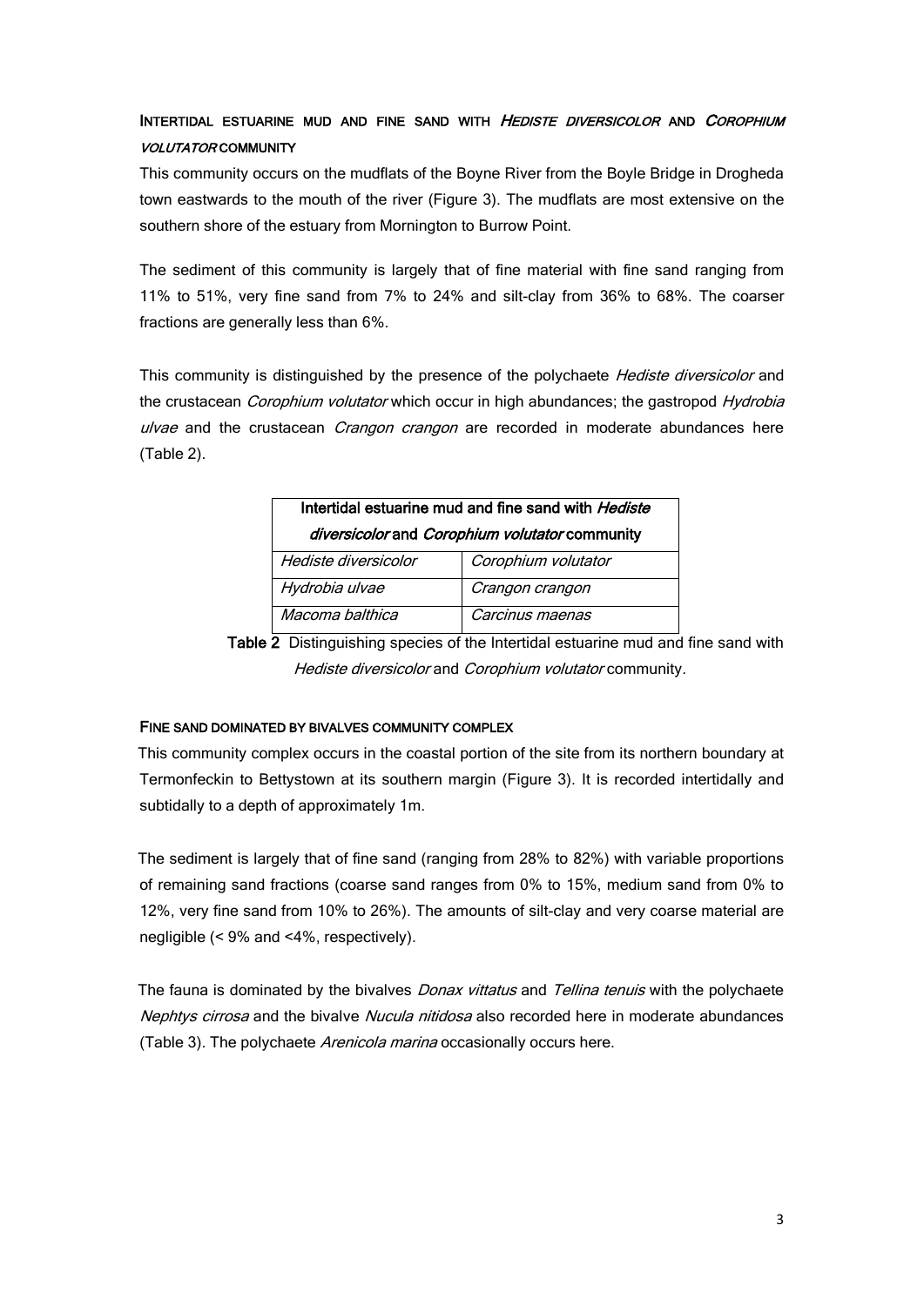### Intertidal estuarine mud and fine sand with *Hediste diversicolor* and *Corophium volutator* community

This community occurs on the mudflats of the Boyne River from the Boyle Bridge in Drogheda town eastwards to the mouth of the river (Figure 3). The mudflats are most extensive on the southern shore of the estuary from Mornington to Burrow Point.

The sediment of this community is largely that of fine material with fine sand ranging from 11% to 51%, very fine sand from 7% to 24% and silt-clay from 36% to 68%. The coarser fractions are generally less than 6%.

This community is distinguished by the presence of the polychaete *Hediste diversicolor* and the crustacean *Corophium volutator* which occur in high abundances; the gastropod *Hydrobia ulvae* and the crustacean *Crangon crangon* are recorded in moderate abundances here (Table 2).

| **Intertidal estuarine mud and fine sand with *Hediste diversicolor* and *Corophium volutator* community** | |
|---|---|
| *Hediste diversicolor* | *Corophium volutator* |
| *Hydrobia ulvae* | *Crangon crangon* |
| *Macoma balthica* | *Carcinus maenas* |

**Table 2** Distinguishing species of the Intertidal estuarine mud and fine sand with *Hediste diversicolor* and *Corophium volutator* community.

### Fine sand dominated by bivalves community complex

This community complex occurs in the coastal portion of the site from its northern boundary at Termonfeckin to Bettystown at its southern margin (Figure 3). It is recorded intertidally and subtidally to a depth of approximately 1m.

The sediment is largely that of fine sand (ranging from 28% to 82%) with variable proportions of remaining sand fractions (coarse sand ranges from 0% to 15%, medium sand from 0% to 12%, very fine sand from 10% to 26%). The amounts of silt-clay and very coarse material are negligible (< 9% and <4%, respectively).

The fauna is dominated by the bivalves *Donax vittatus* and *Tellina tenuis* with the polychaete *Nephtys cirrosa* and the bivalve *Nucula nitidosa* also recorded here in moderate abundances (Table 3). The polychaete *Arenicola marina* occasionally occurs here.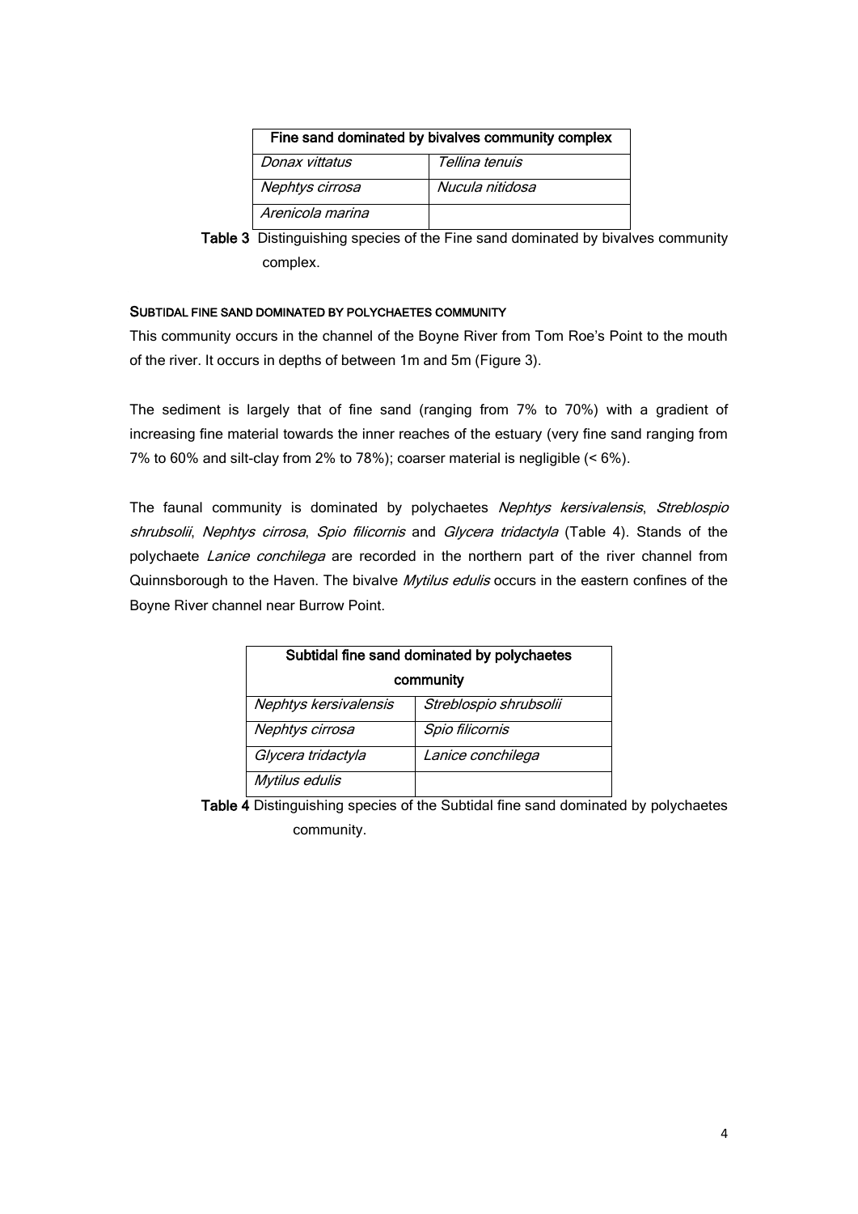| Fine sand dominated by bivalves community complex | |
|---|---|
| *Donax vittatus* | *Tellina tenuis* |
| *Nephtys cirrosa* | *Nucula nitidosa* |
| *Arenicola marina* | |

**Table 3** Distinguishing species of the Fine sand dominated by bivalves community complex.

### SUBTIDAL FINE SAND DOMINATED BY POLYCHAETES COMMUNITY

This community occurs in the channel of the Boyne River from Tom Roe's Point to the mouth of the river. It occurs in depths of between 1m and 5m (Figure 3).

The sediment is largely that of fine sand (ranging from 7% to 70%) with a gradient of increasing fine material towards the inner reaches of the estuary (very fine sand ranging from 7% to 60% and silt-clay from 2% to 78%); coarser material is negligible (< 6%).

The faunal community is dominated by polychaetes *Nephtys kersivalensis*, *Streblospio shrubsolii*, *Nephtys cirrosa*, *Spio filicornis* and *Glycera tridactyla* (Table 4). Stands of the polychaete *Lanice conchilega* are recorded in the northern part of the river channel from Quinnsborough to the Haven. The bivalve *Mytilus edulis* occurs in the eastern confines of the Boyne River channel near Burrow Point.

| Subtidal fine sand dominated by polychaetes community | |
|---|---|
| *Nephtys kersivalensis* | *Streblospio shrubsolii* |
| *Nephtys cirrosa* | *Spio filicornis* |
| *Glycera tridactyla* | *Lanice conchilega* |
| *Mytilus edulis* | |

**Table 4** Distinguishing species of the Subtidal fine sand dominated by polychaetes community.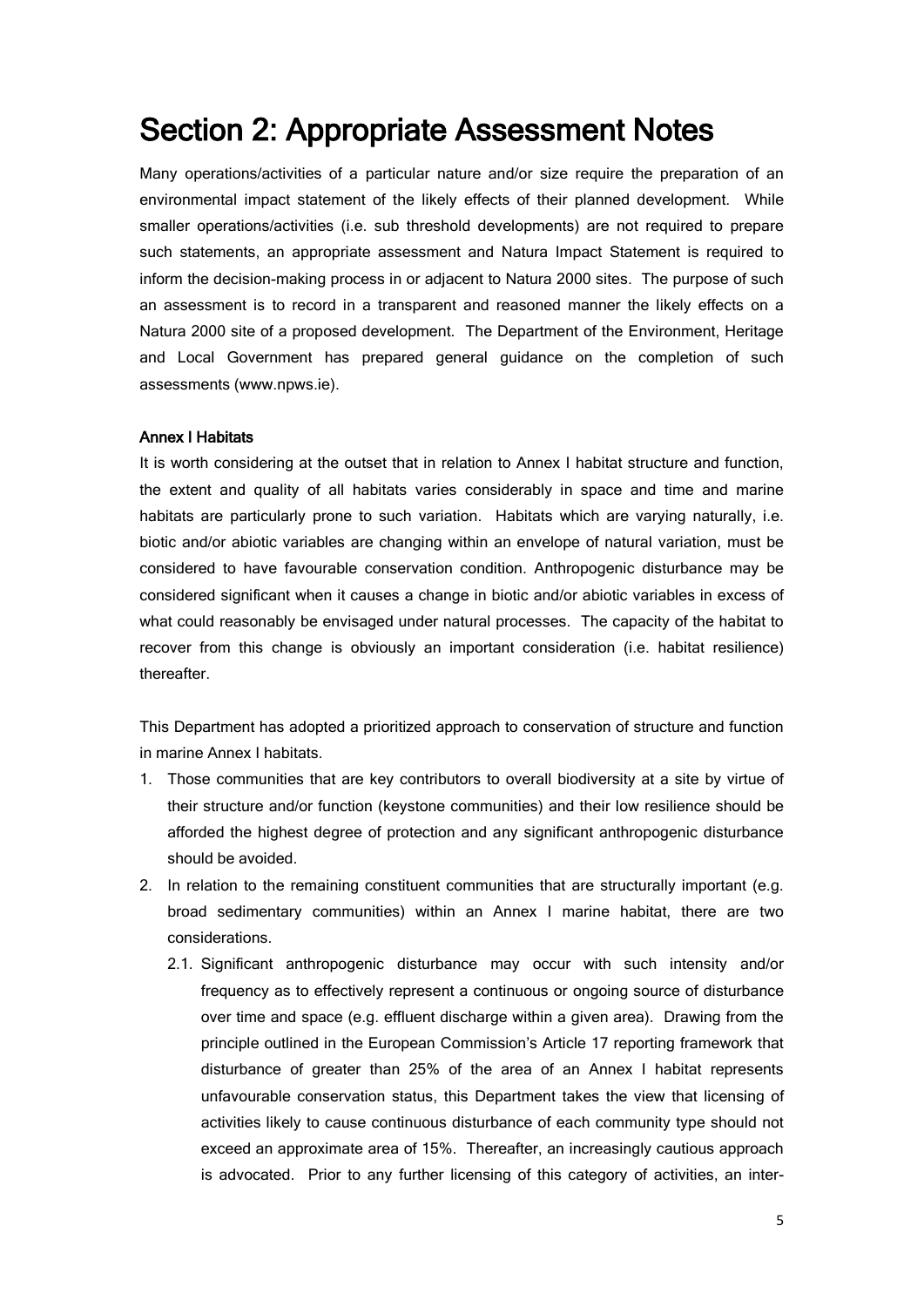# Section 2: Appropriate Assessment Notes

Many operations/activities of a particular nature and/or size require the preparation of an environmental impact statement of the likely effects of their planned development. While smaller operations/activities (i.e. sub threshold developments) are not required to prepare such statements, an appropriate assessment and Natura Impact Statement is required to inform the decision-making process in or adjacent to Natura 2000 sites. The purpose of such an assessment is to record in a transparent and reasoned manner the likely effects on a Natura 2000 site of a proposed development. The Department of the Environment, Heritage and Local Government has prepared general guidance on the completion of such assessments (www.npws.ie).

### Annex I Habitats

It is worth considering at the outset that in relation to Annex I habitat structure and function, the extent and quality of all habitats varies considerably in space and time and marine habitats are particularly prone to such variation. Habitats which are varying naturally, i.e. biotic and/or abiotic variables are changing within an envelope of natural variation, must be considered to have favourable conservation condition. Anthropogenic disturbance may be considered significant when it causes a change in biotic and/or abiotic variables in excess of what could reasonably be envisaged under natural processes. The capacity of the habitat to recover from this change is obviously an important consideration (i.e. habitat resilience) thereafter.

This Department has adopted a prioritized approach to conservation of structure and function in marine Annex I habitats.

1. Those communities that are key contributors to overall biodiversity at a site by virtue of their structure and/or function (keystone communities) and their low resilience should be afforded the highest degree of protection and any significant anthropogenic disturbance should be avoided.
2. In relation to the remaining constituent communities that are structurally important (e.g. broad sedimentary communities) within an Annex I marine habitat, there are two considerations.
   - 2.1. Significant anthropogenic disturbance may occur with such intensity and/or frequency as to effectively represent a continuous or ongoing source of disturbance over time and space (e.g. effluent discharge within a given area). Drawing from the principle outlined in the European Commission's Article 17 reporting framework that disturbance of greater than 25% of the area of an Annex I habitat represents unfavourable conservation status, this Department takes the view that licensing of activities likely to cause continuous disturbance of each community type should not exceed an approximate area of 15%. Thereafter, an increasingly cautious approach is advocated. Prior to any further licensing of this category of activities, an inter-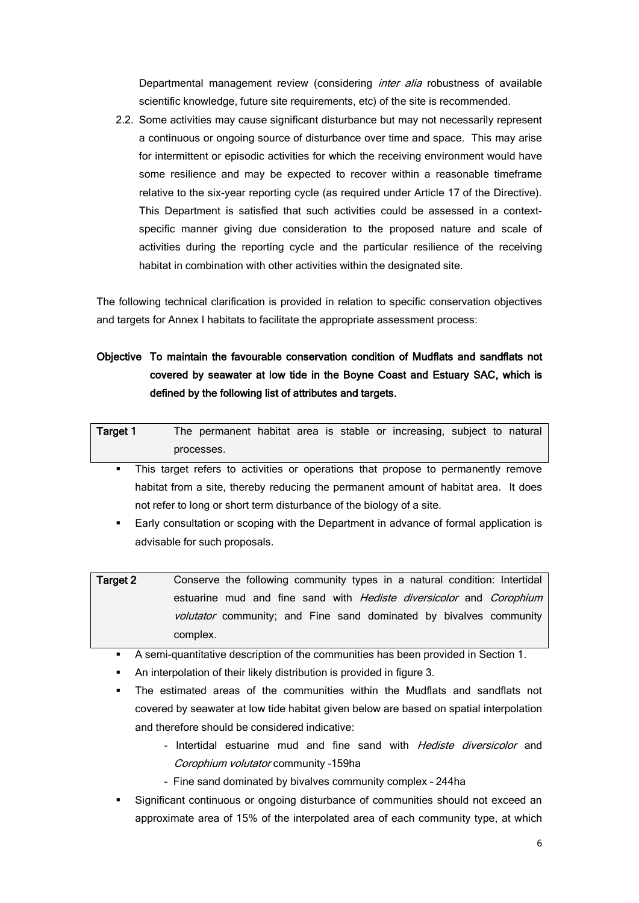Departmental management review (considering *inter alia* robustness of available scientific knowledge, future site requirements, etc) of the site is recommended.

2.2. Some activities may cause significant disturbance but may not necessarily represent a continuous or ongoing source of disturbance over time and space. This may arise for intermittent or episodic activities for which the receiving environment would have some resilience and may be expected to recover within a reasonable timeframe relative to the six-year reporting cycle (as required under Article 17 of the Directive). This Department is satisfied that such activities could be assessed in a context-specific manner giving due consideration to the proposed nature and scale of activities during the reporting cycle and the particular resilience of the receiving habitat in combination with other activities within the designated site.

The following technical clarification is provided in relation to specific conservation objectives and targets for Annex I habitats to facilitate the appropriate assessment process:

**Objective To maintain the favourable conservation condition of Mudflats and sandflats not covered by seawater at low tide in the Boyne Coast and Estuary SAC, which is defined by the following list of attributes and targets.**

| **Target 1** | The permanent habitat area is stable or increasing, subject to natural processes. |
|---|---|

- This target refers to activities or operations that propose to permanently remove habitat from a site, thereby reducing the permanent amount of habitat area. It does not refer to long or short term disturbance of the biology of a site.
- Early consultation or scoping with the Department in advance of formal application is advisable for such proposals.

| **Target 2** | Conserve the following community types in a natural condition: Intertidal estuarine mud and fine sand with *Hediste diversicolor* and *Corophium volutator* community; and Fine sand dominated by bivalves community complex. |
|---|---|

- A semi-quantitative description of the communities has been provided in Section 1.
- An interpolation of their likely distribution is provided in figure 3.
- The estimated areas of the communities within the Mudflats and sandflats not covered by seawater at low tide habitat given below are based on spatial interpolation and therefore should be considered indicative:
  - Intertidal estuarine mud and fine sand with *Hediste diversicolor* and *Corophium volutator* community –159ha
  - Fine sand dominated by bivalves community complex – 244ha
- Significant continuous or ongoing disturbance of communities should not exceed an approximate area of 15% of the interpolated area of each community type, at which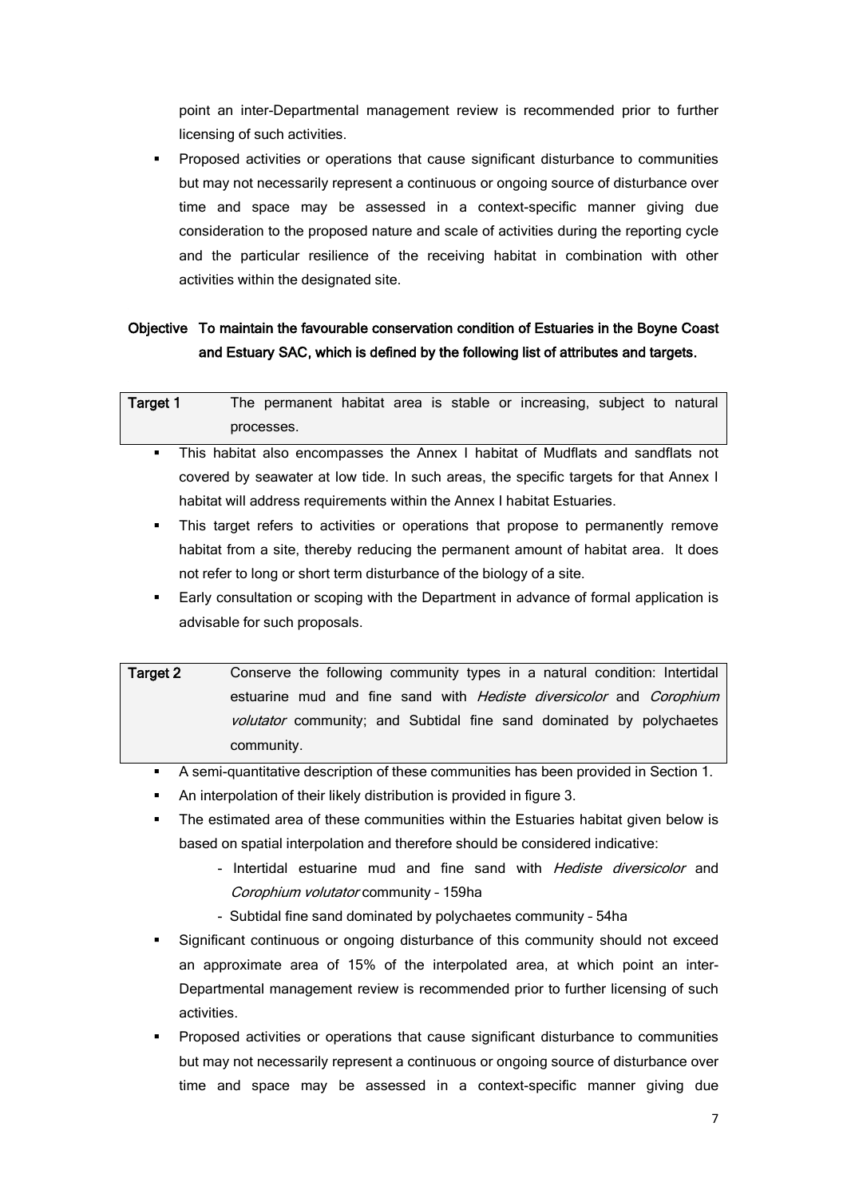point an inter-Departmental management review is recommended prior to further licensing of such activities.

- Proposed activities or operations that cause significant disturbance to communities but may not necessarily represent a continuous or ongoing source of disturbance over time and space may be assessed in a context-specific manner giving due consideration to the proposed nature and scale of activities during the reporting cycle and the particular resilience of the receiving habitat in combination with other activities within the designated site.

**Objective To maintain the favourable conservation condition of Estuaries in the Boyne Coast and Estuary SAC, which is defined by the following list of attributes and targets.**

| **Target 1** | The permanent habitat area is stable or increasing, subject to natural processes. |
|---|---|

- This habitat also encompasses the Annex I habitat of Mudflats and sandflats not covered by seawater at low tide. In such areas, the specific targets for that Annex I habitat will address requirements within the Annex I habitat Estuaries.
- This target refers to activities or operations that propose to permanently remove habitat from a site, thereby reducing the permanent amount of habitat area. It does not refer to long or short term disturbance of the biology of a site.
- Early consultation or scoping with the Department in advance of formal application is advisable for such proposals.

| **Target 2** | Conserve the following community types in a natural condition: Intertidal estuarine mud and fine sand with *Hediste diversicolor* and *Corophium volutator* community; and Subtidal fine sand dominated by polychaetes community. |
|---|---|

- A semi-quantitative description of these communities has been provided in Section 1.
- An interpolation of their likely distribution is provided in figure 3.
- The estimated area of these communities within the Estuaries habitat given below is based on spatial interpolation and therefore should be considered indicative:
  - Intertidal estuarine mud and fine sand with *Hediste diversicolor* and *Corophium volutator* community – 159ha
  - Subtidal fine sand dominated by polychaetes community – 54ha
- Significant continuous or ongoing disturbance of this community should not exceed an approximate area of 15% of the interpolated area, at which point an inter-Departmental management review is recommended prior to further licensing of such activities.
- Proposed activities or operations that cause significant disturbance to communities but may not necessarily represent a continuous or ongoing source of disturbance over time and space may be assessed in a context-specific manner giving due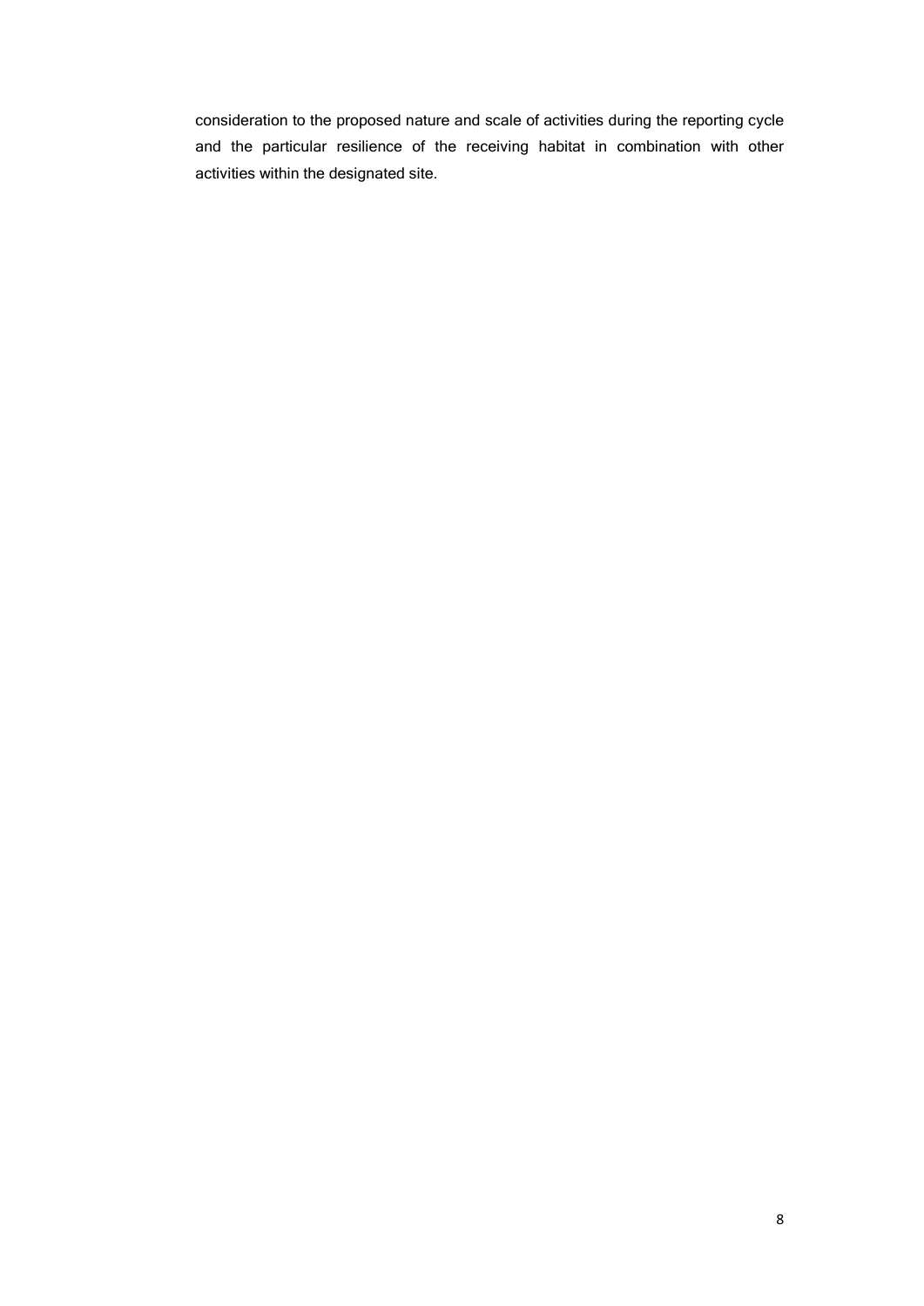consideration to the proposed nature and scale of activities during the reporting cycle and the particular resilience of the receiving habitat in combination with other activities within the designated site.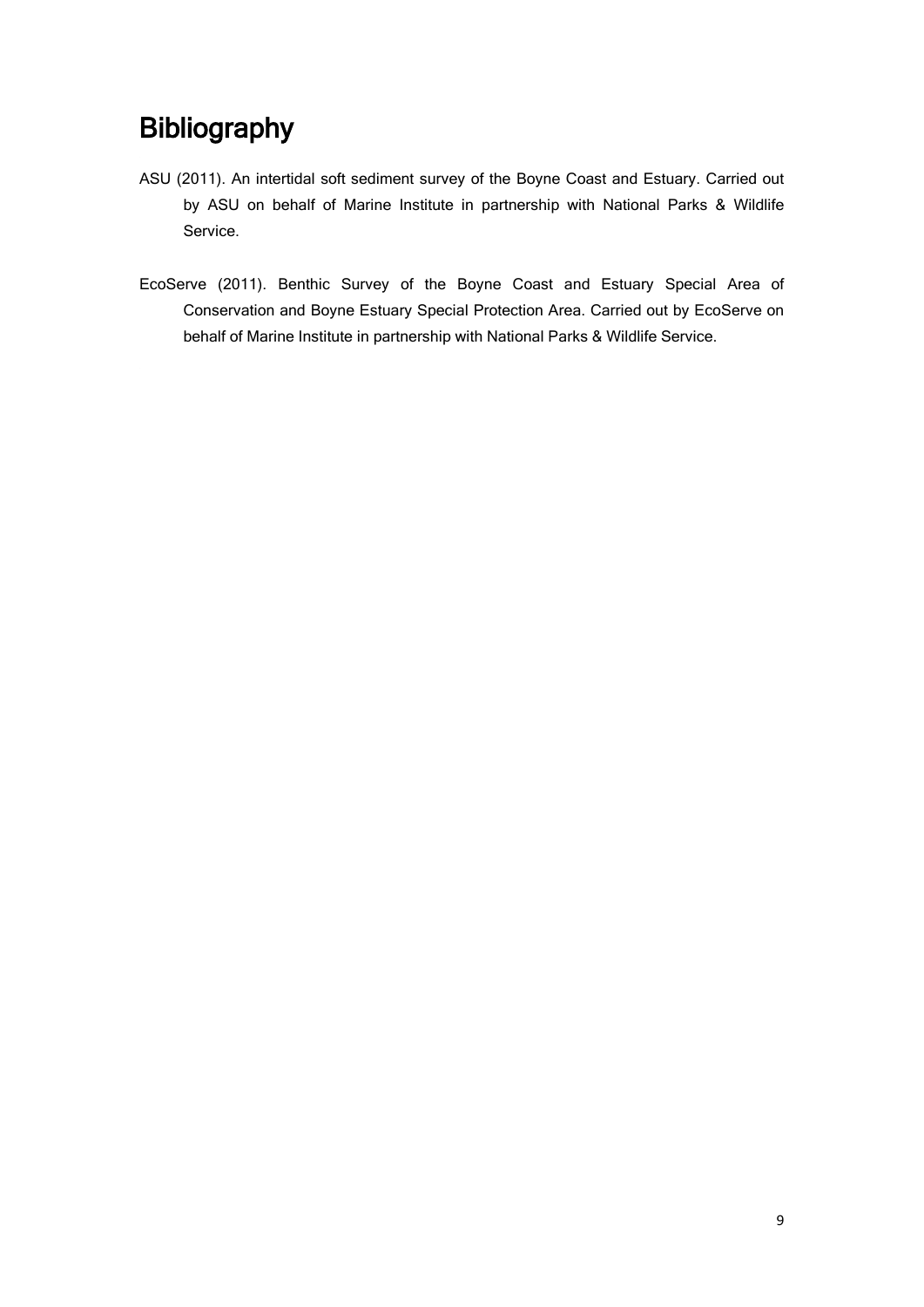# Bibliography

ASU (2011). An intertidal soft sediment survey of the Boyne Coast and Estuary. Carried out by ASU on behalf of Marine Institute in partnership with National Parks & Wildlife Service.

EcoServe (2011). Benthic Survey of the Boyne Coast and Estuary Special Area of Conservation and Boyne Estuary Special Protection Area. Carried out by EcoServe on behalf of Marine Institute in partnership with National Parks & Wildlife Service.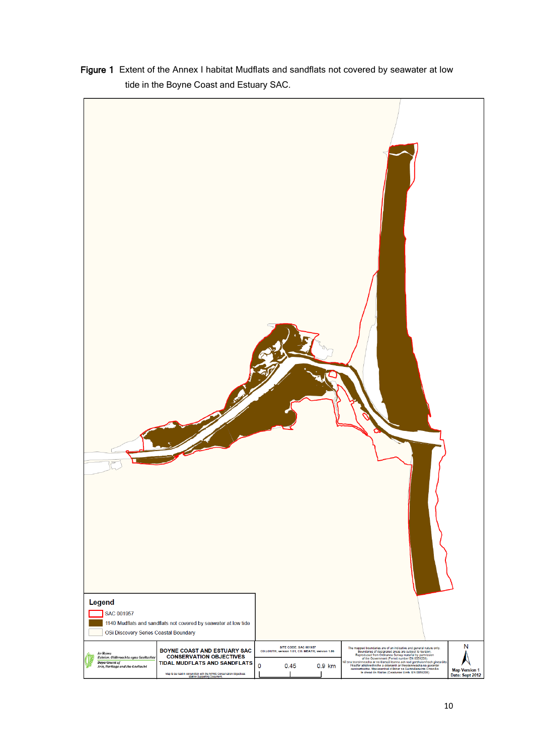**Figure 1** Extent of the Annex I habitat Mudflats and sandflats not covered by seawater at low tide in the Boyne Coast and Estuary SAC.

**Legend**

- SAC 001957
- 1140 Mudflats and sandflats not covered by seawater at low tide
- OSi Discovery Series Coastal Boundary

An Roinn Ealaíon, Oidhreachta agus Gaeltachta
Department of Arts, Heritage and the Gaeltacht

BOYNE COAST AND ESTUARY SAC
CONSERVATION OBJECTIVES
TIDAL MUDFLATS AND SANDFLATS

Map to be read in conjunction with the NPWS Conservation Objectives Marine Supporting Document.

SITE CODE: SAC 001957
CO.LOUTH: version 1.01, CO. MEATH: version 1.06

0 0.45 0.9 km

The mapped boundaries are of an indicative and general nature only. Boundaries of designated areas are subject to revision. Reproduced from Ordnance Survey material by permission of the Government (Permit number EN 0059208).
Níl sna teorainneacha ar na léarscáileanna ach nod garshuíomhach ginearálta. Féadfar athbhreithniú a dhéanamh ar theorainneacha na gceantar caomhantais. Macasamhail d'ábhar na Suirbhéarachta Ordanáis le chead ón Rialtas (Ceadunas Uimh. EN 0059208)

N

Map Version 1
Date: Sept 2012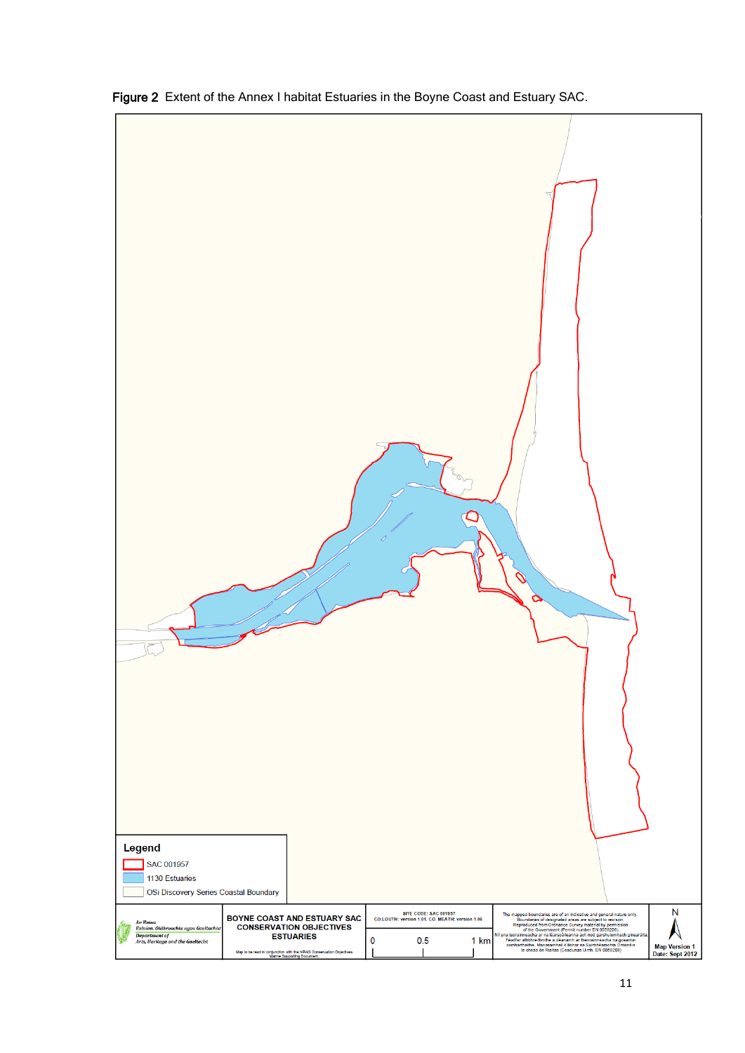**Figure 2** Extent of the Annex I habitat Estuaries in the Boyne Coast and Estuary SAC.

**Legend**

- SAC 001957
- 1130 Estuaries
- OSi Discovery Series Coastal Boundary

An Roinn Ealaíon, Oidhreachta agus Gaeltachta
Department of Arts, Heritage and the Gaeltacht

**BOYNE COAST AND ESTUARY SAC CONSERVATION OBJECTIVES ESTUARIES**

Map to be read in conjunction with the NPWS Conservation Objectives Marine Supporting Document.

SITE CODE: SAC 001957
CO.LOUTH: version 1.01. CO. MEATH: version 1.06

0 0.5 1 km

The mapped boundaries are of an indicative and general nature only. Boundaries of designated areas are subject to revision. Reproduced from Ordnance Survey material by permission of the Government (Permit number EN 0059208).
Níl sna teorainneacha ar na léarscáileanna ach nod garshuíomhach ginearálta. Féadfar athbhreithniú a dhéanamh ar theorainneacha na gceantar comharthaithe. Macasamhail d'ábhar na Suirbhéarachta Ordanáis le chead ón Rialtas (Ceadunas Uimh. EN 0059208)

N

Map Version 1
Date: Sept 2012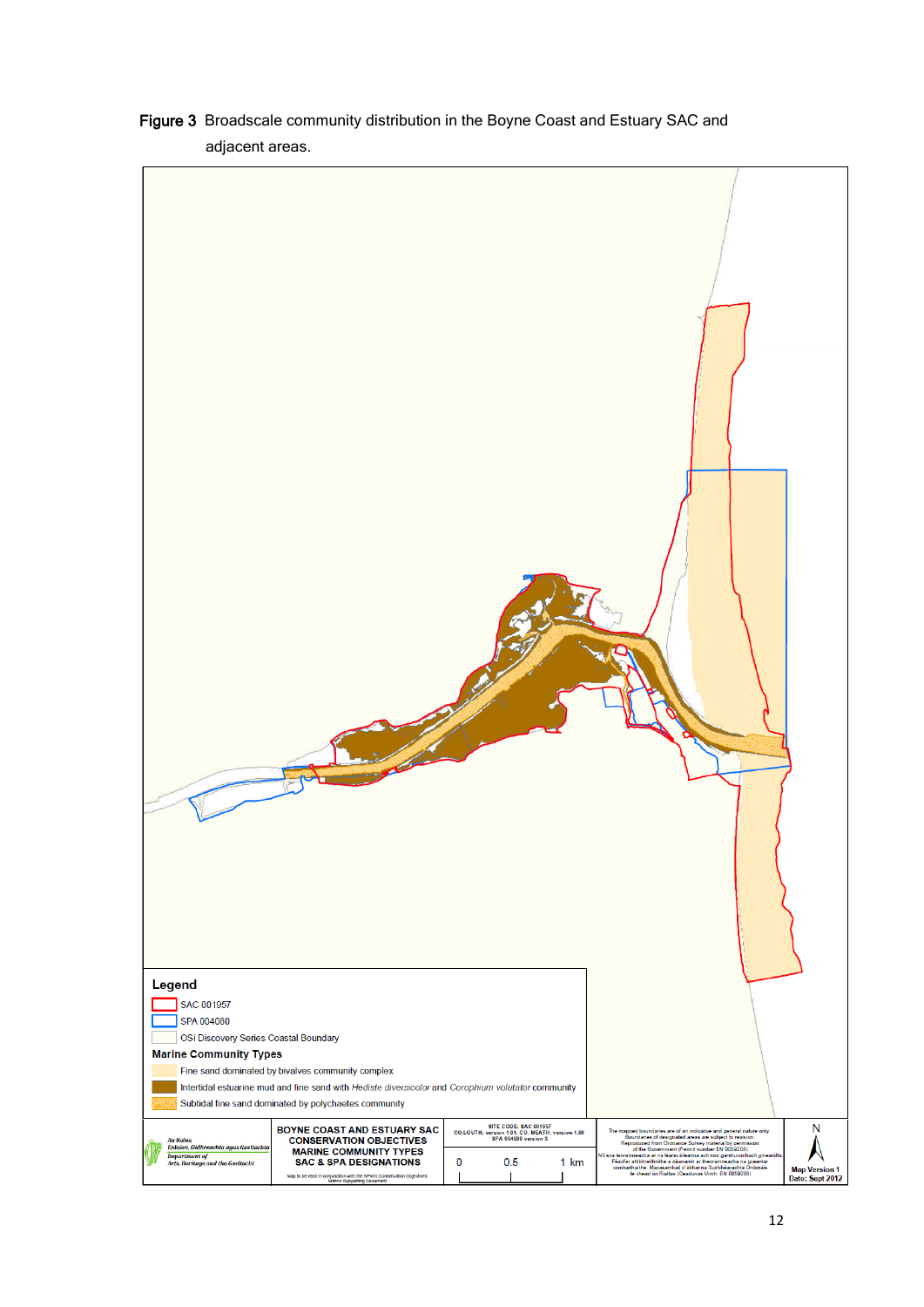**Figure 3** Broadscale community distribution in the Boyne Coast and Estuary SAC and adjacent areas.

Legend

SAC 001957

SPA 004080

OSi Discovery Series Coastal Boundary

Marine Community Types

Fine sand dominated by bivalves community complex

Intertidal estuarine mud and fine sand with *Hediste diversicolor* and *Corophium volutator* community

Subtidal fine sand dominated by polychaetes community

An Roinn Ealaíon, Oidhreachta agus Gaeltachta
Department of Arts, Heritage and the Gaeltacht

BOYNE COAST AND ESTUARY SAC
CONSERVATION OBJECTIVES
MARINE COMMUNITY TYPES
SAC & SPA DESIGNATIONS

Map to be read in conjunction with the NPWS Conservation Objectives Marine Supporting Document.

SITE CODE: SAC 001957
CO.LOUTH; version 1.01. CO. MEATH; version 1.00
SPA 004080 version 3

0 0.5 1 km

The mapped boundaries are of an indicative and general nature only. Boundaries of designated areas are subject to revision. Reproduced from Ordnance Survey material by permission of the Government (Permit number EN 0059208).
Níl sna teorainneacha ar na léarscáileanna ach nod garshúileach ginearálta. Féadfar athbhreithnithe a dhéanamh ar theorainneacha na gceantar comharthaithe. Macasamhail d'ábhar na Suirbhéarachta Ordanáis le chead ón Rialtas (Ceadunas Uimh. EN 0059208)

N

Map Version 1
Date: Sept 2012